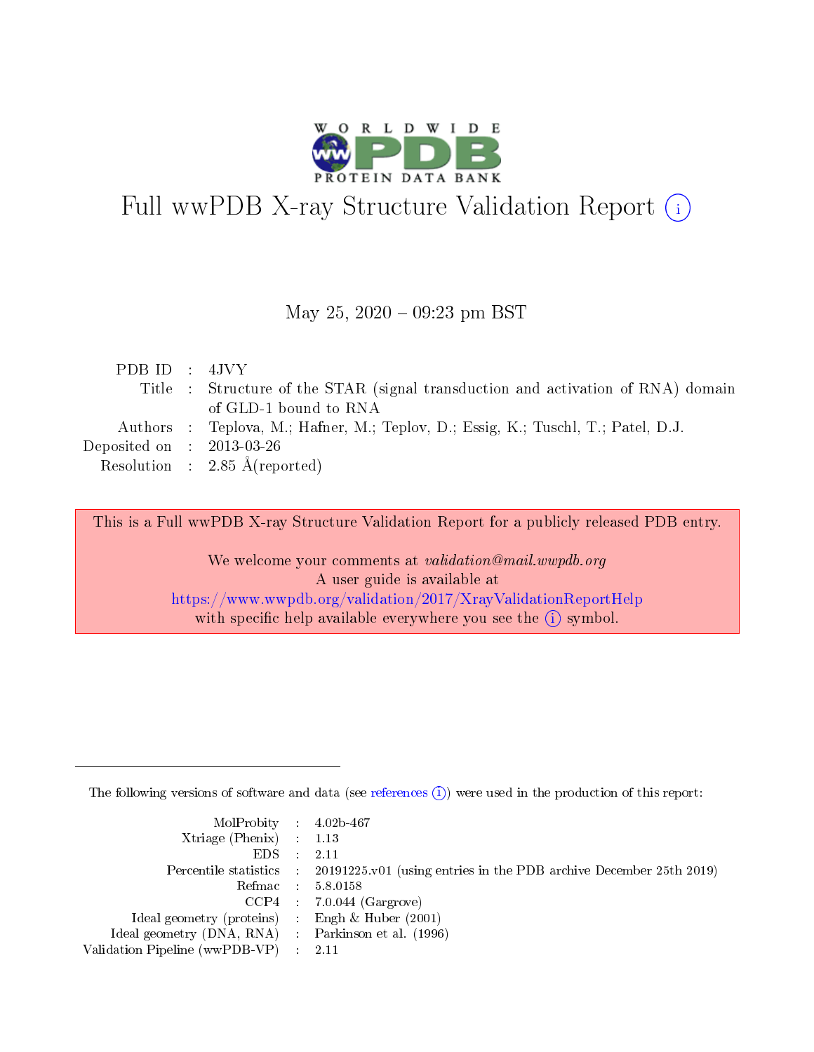# Full wwPDB X-ray Structure Validation Report (i)

May 25, 2020 – 09:23 pm BST

| | | |
|---|---|---|
| PDB ID | : | 4JVY |
| Title | : | Structure of the STAR (signal transduction and activation of RNA) domain of GLD-1 bound to RNA |
| Authors | : | Teplova, M.; Hafner, M.; Teplov, D.; Essig, K.; Tuschl, T.; Patel, D.J. |
| Deposited on | : | 2013-03-26 |
| Resolution | : | 2.85 Å(reported) |

This is a Full wwPDB X-ray Structure Validation Report for a publicly released PDB entry.

We welcome your comments at *validation@mail.wwpdb.org*
A user guide is available at
https://www.wwpdb.org/validation/2017/XrayValidationReportHelp
with specific help available everywhere you see the (i) symbol.

The following versions of software and data (see references (i)) were used in the production of this report:

| | | |
|---|---|---|
| MolProbity | : | 4.02b-467 |
| Xtriage (Phenix) | : | 1.13 |
| EDS | : | 2.11 |
| Percentile statistics | : | 20191225.v01 (using entries in the PDB archive December 25th 2019) |
| Refmac | : | 5.8.0158 |
| CCP4 | : | 7.0.044 (Gargrove) |
| Ideal geometry (proteins) | : | Engh & Huber (2001) |
| Ideal geometry (DNA, RNA) | : | Parkinson et al. (1996) |
| Validation Pipeline (wwPDB-VP) | : | 2.11 |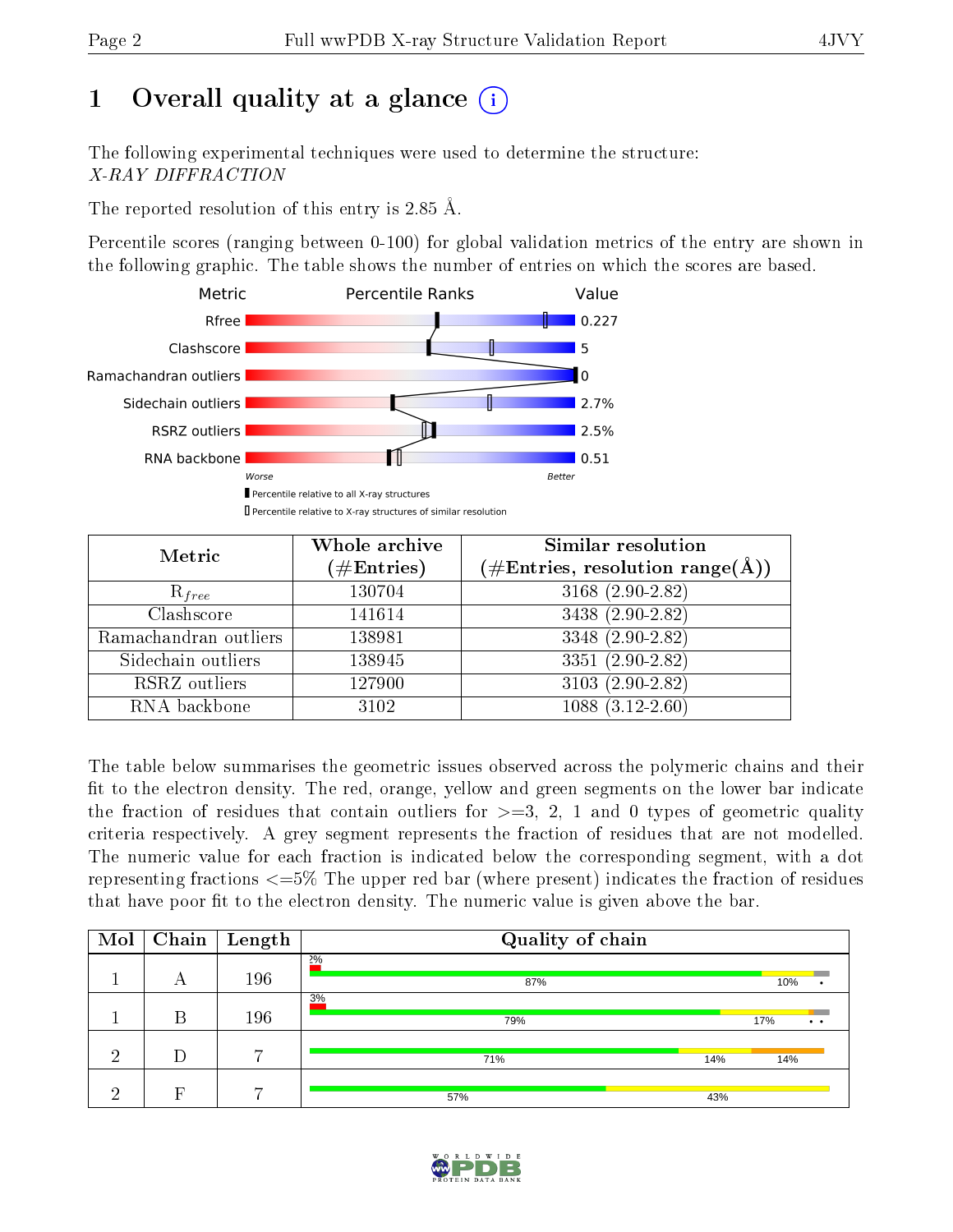# 1 Overall quality at a glance (i)

The following experimental techniques were used to determine the structure:
*X-RAY DIFFRACTION*

The reported resolution of this entry is 2.85 Å.

Percentile scores (ranging between 0-100) for global validation metrics of the entry are shown in the following graphic. The table shows the number of entries on which the scores are based.

| Metric | Value |
|---|---|
| Rfree | 0.227 |
| Clashscore | 5 |
| Ramachandran outliers | 0 |
| Sidechain outliers | 2.7% |
| RSRZ outliers | 2.5% |
| RNA backbone | 0.51 |

Worse — Better

▮ Percentile relative to all X-ray structures
▯ Percentile relative to X-ray structures of similar resolution

| Metric | Whole archive (#Entries) | Similar resolution (#Entries, resolution range(Å)) |
|---|---|---|
| $R_{free}$ | 130704 | 3168 (2.90-2.82) |
| Clashscore | 141614 | 3438 (2.90-2.82) |
| Ramachandran outliers | 138981 | 3348 (2.90-2.82) |
| Sidechain outliers | 138945 | 3351 (2.90-2.82) |
| RSRZ outliers | 127900 | 3103 (2.90-2.82) |
| RNA backbone | 3102 | 1088 (3.12-2.60) |

The table below summarises the geometric issues observed across the polymeric chains and their fit to the electron density. The red, orange, yellow and green segments on the lower bar indicate the fraction of residues that contain outliers for >=3, 2, 1 and 0 types of geometric quality criteria respectively. A grey segment represents the fraction of residues that are not modelled. The numeric value for each fraction is indicated below the corresponding segment, with a dot representing fractions <=5% The upper red bar (where present) indicates the fraction of residues that have poor fit to the electron density. The numeric value is given above the bar.

| Mol | Chain | Length | Quality of chain |
|---|---|---|---|
| 1 | A | 196 | 2%; 87%, 10%, • |
| 1 | B | 196 | 3%; 79%, 17%, • • |
| 2 | D | 7 | 71%, 14%, 14% |
| 2 | F | 7 | 57%, 43% |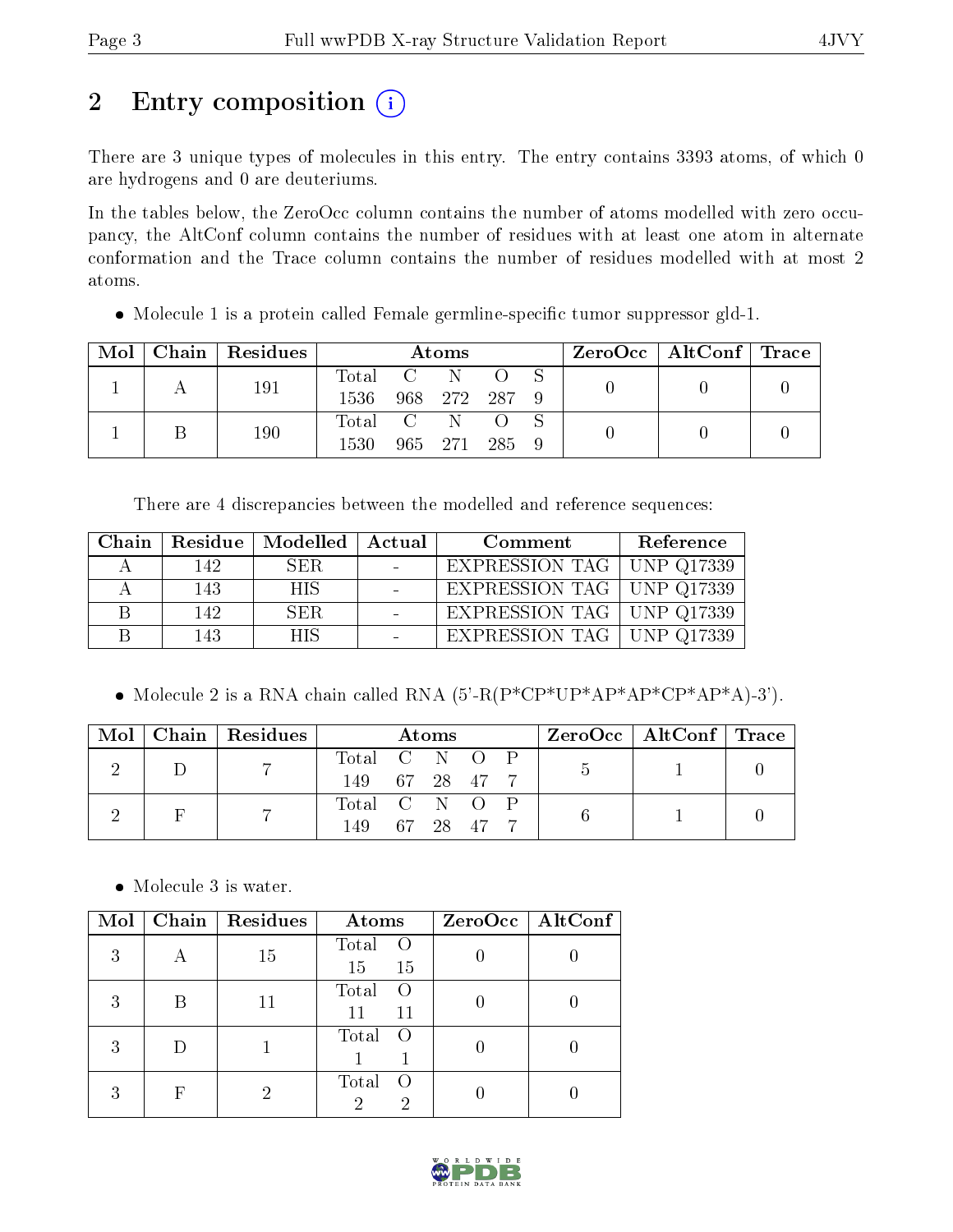# 2 Entry composition (i)

There are 3 unique types of molecules in this entry. The entry contains 3393 atoms, of which 0 are hydrogens and 0 are deuteriums.

In the tables below, the ZeroOcc column contains the number of atoms modelled with zero occupancy, the AltConf column contains the number of residues with at least one atom in alternate conformation and the Trace column contains the number of residues modelled with at most 2 atoms.

- Molecule 1 is a protein called Female germline-specific tumor suppressor gld-1.

| Mol | Chain | Residues | Atoms | | | | | ZeroOcc | AltConf | Trace |
|---|---|---|---|---|---|---|---|---|---|---|
| 1 | A | 191 | Total 1536 | C 968 | N 272 | O 287 | S 9 | 0 | 0 | 0 |
| 1 | B | 190 | Total 1530 | C 965 | N 271 | O 285 | S 9 | 0 | 0 | 0 |

There are 4 discrepancies between the modelled and reference sequences:

| Chain | Residue | Modelled | Actual | Comment | Reference |
|---|---|---|---|---|---|
| A | 142 | SER | - | EXPRESSION TAG | UNP Q17339 |
| A | 143 | HIS | - | EXPRESSION TAG | UNP Q17339 |
| B | 142 | SER | - | EXPRESSION TAG | UNP Q17339 |
| B | 143 | HIS | - | EXPRESSION TAG | UNP Q17339 |

- Molecule 2 is a RNA chain called RNA (5'-R(P*CP*UP*AP*AP*CP*AP*A)-3').

| Mol | Chain | Residues | Atoms | | | | | ZeroOcc | AltConf | Trace |
|---|---|---|---|---|---|---|---|---|---|---|
| 2 | D | 7 | Total 149 | C 67 | N 28 | O 47 | P 7 | 5 | 1 | 0 |
| 2 | F | 7 | Total 149 | C 67 | N 28 | O 47 | P 7 | 6 | 1 | 0 |

- Molecule 3 is water.

| Mol | Chain | Residues | Atoms | | ZeroOcc | AltConf |
|---|---|---|---|---|---|---|
| 3 | A | 15 | Total 15 | O 15 | 0 | 0 |
| 3 | B | 11 | Total 11 | O 11 | 0 | 0 |
| 3 | D | 1 | Total 1 | O 1 | 0 | 0 |
| 3 | F | 2 | Total 2 | O 2 | 0 | 0 |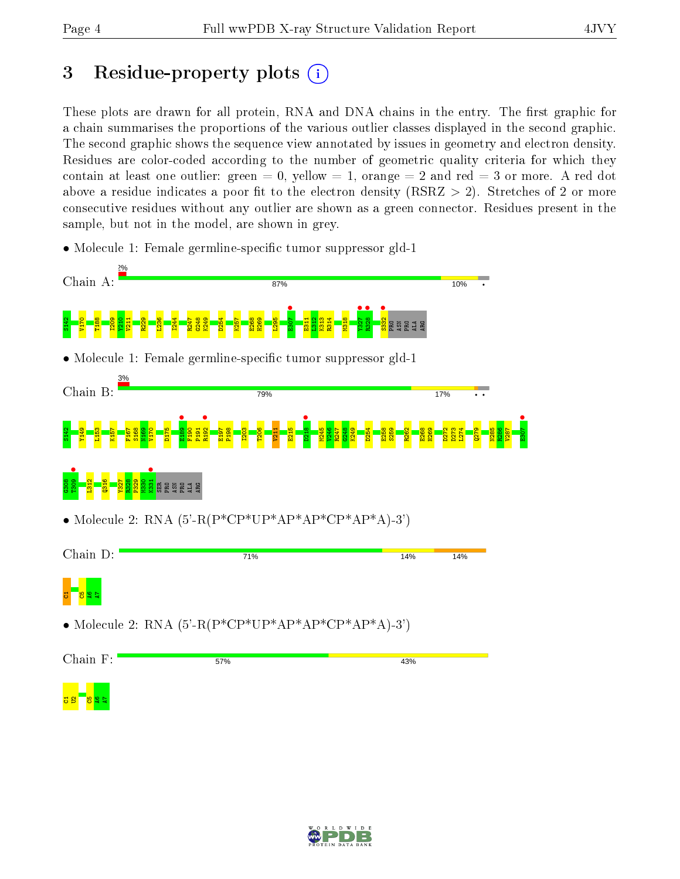# 3 Residue-property plots

These plots are drawn for all protein, RNA and DNA chains in the entry. The first graphic for a chain summarises the proportions of the various outlier classes displayed in the second graphic. The second graphic shows the sequence view annotated by issues in geometry and electron density. Residues are color-coded according to the number of geometric quality criteria for which they contain at least one outlier: green = 0, yellow = 1, orange = 2 and red = 3 or more. A red dot above a residue indicates a poor fit to the electron density (RSRZ > 2). Stretches of 2 or more consecutive residues without any outlier are shown as a green connector. Residues present in the sample, but not in the model, are shown in grey.

- Molecule 1: Female germline-specific tumor suppressor gld-1

Chain A: 2% | 87% | 10% | •

S142 V170 T188 I209 Y210 V211 R229 L236 I244 R247 G248 K249 D254 K257 E268 H269 L295 E307 E311 L312 K313 R314 M318 Y327 R328 S332 PRO ASN PRO ALA ARG

- Molecule 1: Female germline-specific tumor suppressor gld-1

Chain B: 3% | 79% | 17% | • •

S142 Y149 L153 K157 F167 S168 N169 V170 D175 E189 F190 P191 R192 E197 P198 I203 T206 V211 E215 D218 M245 V246 R247 G248 K249 D254 E258 S259 R262 E268 H269 D272 D273 L274 Q279 N285 R286 V287 E307 G308 T309 L312 Q316 Y327 R328 P329 N330 K331 SER PRO ASN PRO ALA ARG

- Molecule 2: RNA (5'-R(P*CP*UP*AP*AP*CP*AP*A)-3')

Chain D: 71% | 14% | 14%

C1 C5 A6 A7

- Molecule 2: RNA (5'-R(P*CP*UP*AP*AP*CP*AP*A)-3')

Chain F: 57% | 43%

C1 U2 C5 A6 A7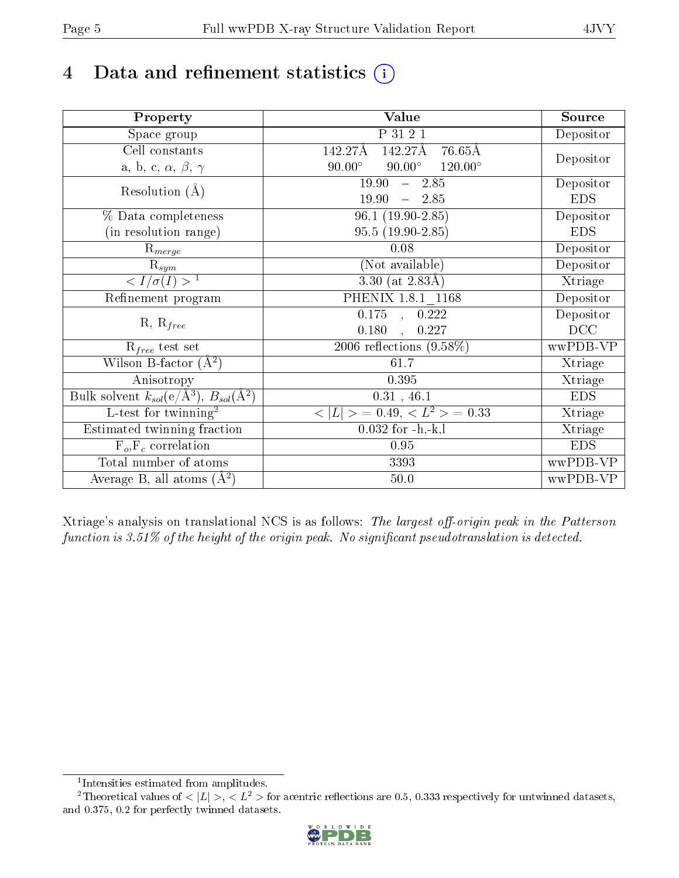# 4 Data and refinement statistics (i)

| Property | Value | Source |
|---|---|---|
| Space group | P 31 2 1 | Depositor |
| Cell constants<br>a, b, c, $\alpha$, $\beta$, $\gamma$ | 142.27Å 142.27Å 76.65Å<br>90.00° 90.00° 120.00° | Depositor |
| Resolution (Å) | 19.90 – 2.85<br>19.90 – 2.85 | Depositor<br>EDS |
| % Data completeness<br>(in resolution range) | 96.1 (19.90-2.85)<br>95.5 (19.90-2.85) | Depositor<br>EDS |
| $R_{merge}$ | 0.08 | Depositor |
| $R_{sym}$ | (Not available) | Depositor |
| $< I/\sigma(I) >$ [1] | 3.30 (at 2.83Å) | Xtriage |
| Refinement program | PHENIX 1.8.1_1168 | Depositor |
| R, $R_{free}$ | 0.175 , 0.222<br>0.180 , 0.227 | Depositor<br>DCC |
| $R_{free}$ test set | 2006 reflections (9.58%) | wwPDB-VP |
| Wilson B-factor (Å$^2$) | 61.7 | Xtriage |
| Anisotropy | 0.395 | Xtriage |
| Bulk solvent $k_{sol}$(e/Å$^3$), $B_{sol}$(Å$^2$) | 0.31 , 46.1 | EDS |
| L-test for twinning[2] | $< \|L\| > = 0.49$, $< L^2 > = 0.33$ | Xtriage |
| Estimated twinning fraction | 0.032 for -h,-k,l | Xtriage |
| $F_o$,$F_c$ correlation | 0.95 | EDS |
| Total number of atoms | 3393 | wwPDB-VP |
| Average B, all atoms (Å$^2$) | 50.0 | wwPDB-VP |

Xtriage's analysis on translational NCS is as follows: *The largest off-origin peak in the Patterson function is 3.51% of the height of the origin peak. No significant pseudotranslation is detected.*

[1] Intensities estimated from amplitudes.

[2] Theoretical values of $< |L| >$, $< L^2 >$ for acentric reflections are 0.5, 0.333 respectively for untwinned datasets, and 0.375, 0.2 for perfectly twinned datasets.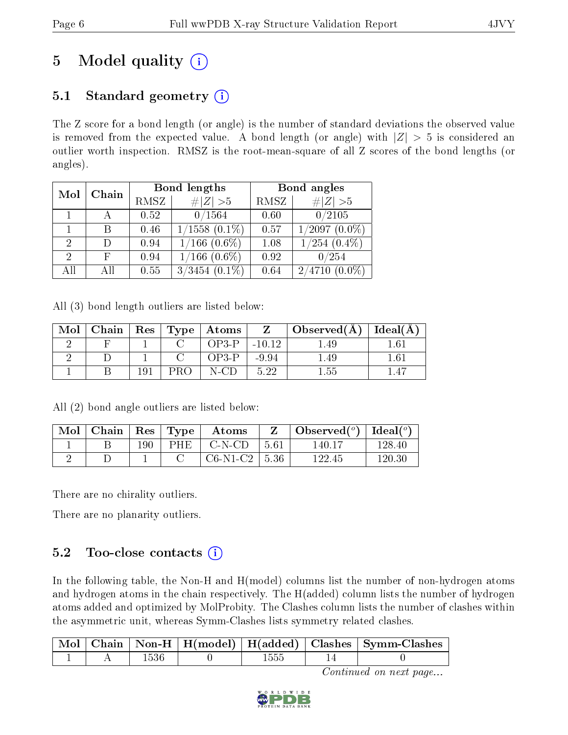# 5 Model quality (i)

## 5.1 Standard geometry (i)

The Z score for a bond length (or angle) is the number of standard deviations the observed value is removed from the expected value. A bond length (or angle) with $|Z| > 5$ is considered an outlier worth inspection. RMSZ is the root-mean-square of all Z scores of the bond lengths (or angles).

| Mol | Chain | Bond lengths | | Bond angles | |
|---|---|---|---|---|---|
| | | RMSZ | $\#\|Z\| > 5$ | RMSZ | $\#\|Z\| > 5$ |
| 1 | A | 0.52 | 0/1564 | 0.60 | 0/2105 |
| 1 | B | 0.46 | 1/1558 (0.1%) | 0.57 | 1/2097 (0.0%) |
| 2 | D | 0.94 | 1/166 (0.6%) | 1.08 | 1/254 (0.4%) |
| 2 | F | 0.94 | 1/166 (0.6%) | 0.92 | 0/254 |
| All | All | 0.55 | 3/3454 (0.1%) | 0.64 | 2/4710 (0.0%) |

All (3) bond length outliers are listed below:

| Mol | Chain | Res | Type | Atoms | Z | Observed(Å) | Ideal(Å) |
|---|---|---|---|---|---|---|---|
| 2 | F | 1 | C | OP3-P | -10.12 | 1.49 | 1.61 |
| 2 | D | 1 | C | OP3-P | -9.94 | 1.49 | 1.61 |
| 1 | B | 191 | PRO | N-CD | 5.22 | 1.55 | 1.47 |

All (2) bond angle outliers are listed below:

| Mol | Chain | Res | Type | Atoms | Z | Observed(°) | Ideal(°) |
|---|---|---|---|---|---|---|---|
| 1 | B | 190 | PHE | C-N-CD | 5.61 | 140.17 | 128.40 |
| 2 | D | 1 | C | C6-N1-C2 | 5.36 | 122.45 | 120.30 |

There are no chirality outliers.

There are no planarity outliers.

## 5.2 Too-close contacts (i)

In the following table, the Non-H and H(model) columns list the number of non-hydrogen atoms and hydrogen atoms in the chain respectively. The H(added) column lists the number of hydrogen atoms added and optimized by MolProbity. The Clashes column lists the number of clashes within the asymmetric unit, whereas Symm-Clashes lists symmetry related clashes.

| Mol | Chain | Non-H | H(model) | H(added) | Clashes | Symm-Clashes |
|---|---|---|---|---|---|---|
| 1 | A | 1536 | 0 | 1555 | 14 | 0 |

*Continued on next page...*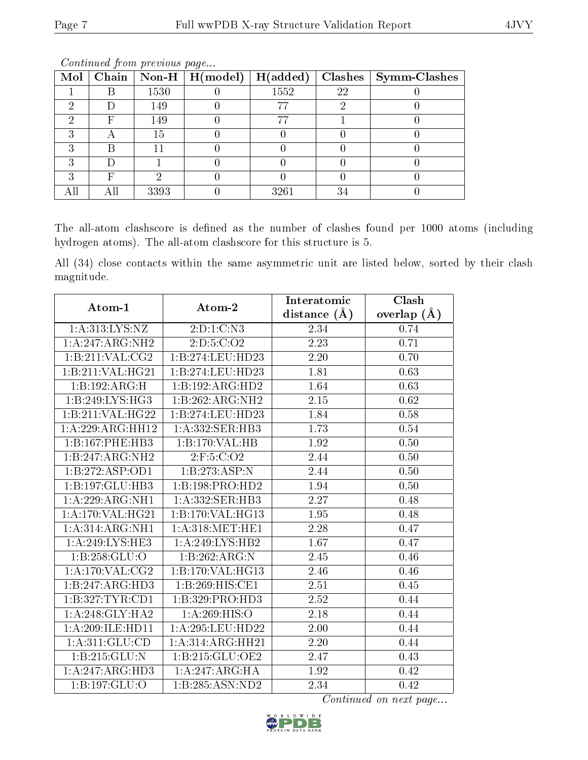*Continued from previous page...*

| Mol | Chain | Non-H | H(model) | H(added) | Clashes | Symm-Clashes |
|---|---|---|---|---|---|---|
| 1 | B | 1530 | 0 | 1552 | 22 | 0 |
| 2 | D | 149 | 0 | 77 | 2 | 0 |
| 2 | F | 149 | 0 | 77 | 1 | 0 |
| 3 | A | 15 | 0 | 0 | 0 | 0 |
| 3 | B | 11 | 0 | 0 | 0 | 0 |
| 3 | D | 1 | 0 | 0 | 0 | 0 |
| 3 | F | 2 | 0 | 0 | 0 | 0 |
| All | All | 3393 | 0 | 3261 | 34 | 0 |

The all-atom clashscore is defined as the number of clashes found per 1000 atoms (including hydrogen atoms). The all-atom clashscore for this structure is 5.

All (34) close contacts within the same asymmetric unit are listed below, sorted by their clash magnitude.

| Atom-1 | Atom-2 | Interatomic distance (Å) | Clash overlap (Å) |
|---|---|---|---|
| 1:A:313:LYS:NZ | 2:D:1:C:N3 | 2.34 | 0.74 |
| 1:A:247:ARG:NH2 | 2:D:5:C:O2 | 2.23 | 0.71 |
| 1:B:211:VAL:CG2 | 1:B:274:LEU:HD23 | 2.20 | 0.70 |
| 1:B:211:VAL:HG21 | 1:B:274:LEU:HD23 | 1.81 | 0.63 |
| 1:B:192:ARG:H | 1:B:192:ARG:HD2 | 1.64 | 0.63 |
| 1:B:249:LYS:HG3 | 1:B:262:ARG:NH2 | 2.15 | 0.62 |
| 1:B:211:VAL:HG22 | 1:B:274:LEU:HD23 | 1.84 | 0.58 |
| 1:A:229:ARG:HH12 | 1:A:332:SER:HB3 | 1.73 | 0.54 |
| 1:B:167:PHE:HB3 | 1:B:170:VAL:HB | 1.92 | 0.50 |
| 1:B:247:ARG:NH2 | 2:F:5:C:O2 | 2.44 | 0.50 |
| 1:B:272:ASP:OD1 | 1:B:273:ASP:N | 2.44 | 0.50 |
| 1:B:197:GLU:HB3 | 1:B:198:PRO:HD2 | 1.94 | 0.50 |
| 1:A:229:ARG:NH1 | 1:A:332:SER:HB3 | 2.27 | 0.48 |
| 1:A:170:VAL:HG21 | 1:B:170:VAL:HG13 | 1.95 | 0.48 |
| 1:A:314:ARG:NH1 | 1:A:318:MET:HE1 | 2.28 | 0.47 |
| 1:A:249:LYS:HE3 | 1:A:249:LYS:HB2 | 1.67 | 0.47 |
| 1:B:258:GLU:O | 1:B:262:ARG:N | 2.45 | 0.46 |
| 1:A:170:VAL:CG2 | 1:B:170:VAL:HG13 | 2.46 | 0.46 |
| 1:B:247:ARG:HD3 | 1:B:269:HIS:CE1 | 2.51 | 0.45 |
| 1:B:327:TYR:CD1 | 1:B:329:PRO:HD3 | 2.52 | 0.44 |
| 1:A:248:GLY:HA2 | 1:A:269:HIS:O | 2.18 | 0.44 |
| 1:A:209:ILE:HD11 | 1:A:295:LEU:HD22 | 2.00 | 0.44 |
| 1:A:311:GLU:CD | 1:A:314:ARG:HH21 | 2.20 | 0.44 |
| 1:B:215:GLU:N | 1:B:215:GLU:OE2 | 2.47 | 0.43 |
| 1:A:247:ARG:HD3 | 1:A:247:ARG:HA | 1.92 | 0.42 |
| 1:B:197:GLU:O | 1:B:285:ASN:ND2 | 2.34 | 0.42 |

*Continued on next page...*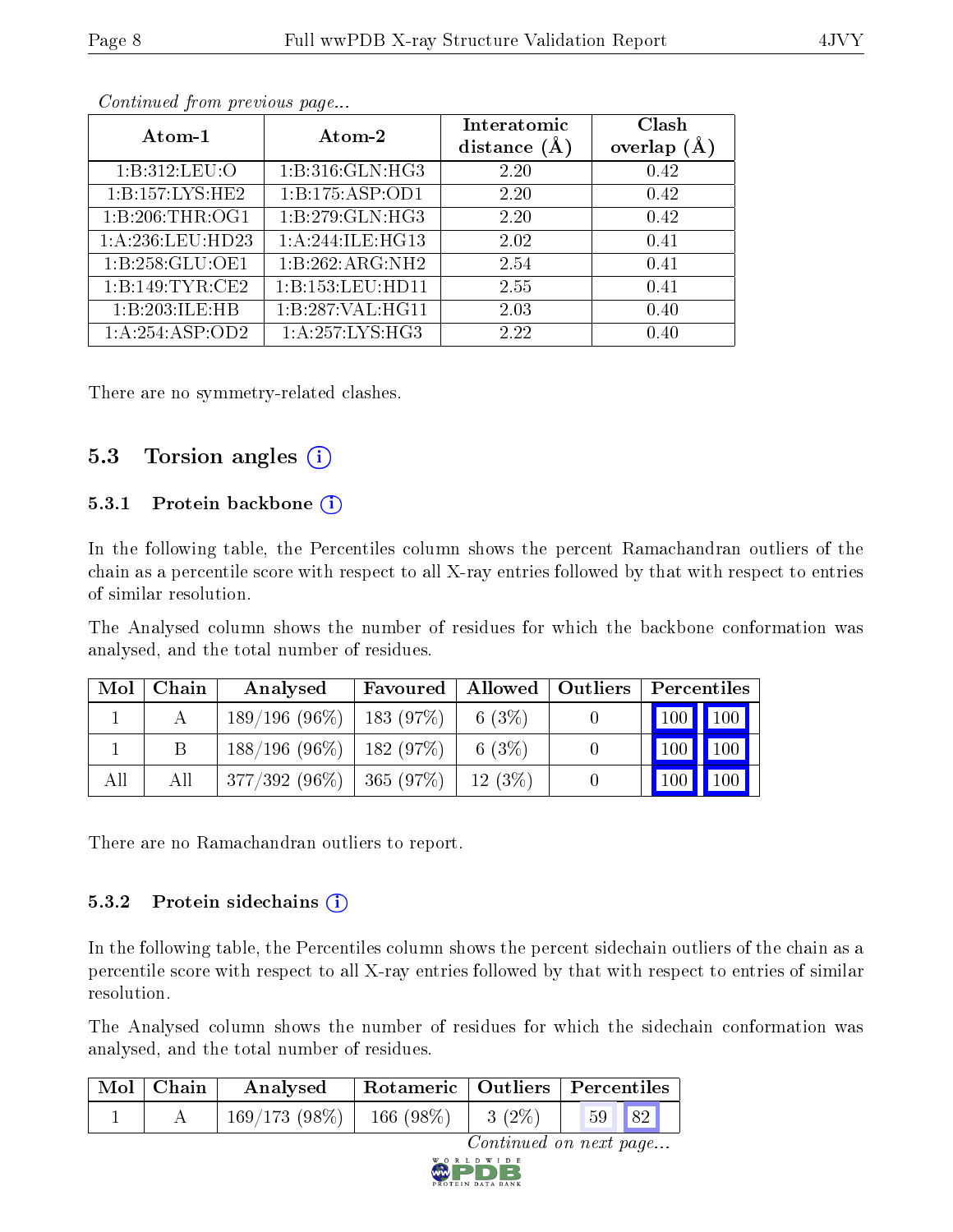*Continued from previous page...*

| Atom-1 | Atom-2 | Interatomic distance (Å) | Clash overlap (Å) |
|---|---|---|---|
| 1:B:312:LEU:O | 1:B:316:GLN:HG3 | 2.20 | 0.42 |
| 1:B:157:LYS:HE2 | 1:B:175:ASP:OD1 | 2.20 | 0.42 |
| 1:B:206:THR:OG1 | 1:B:279:GLN:HG3 | 2.20 | 0.42 |
| 1:A:236:LEU:HD23 | 1:A:244:ILE:HG13 | 2.02 | 0.41 |
| 1:B:258:GLU:OE1 | 1:B:262:ARG:NH2 | 2.54 | 0.41 |
| 1:B:149:TYR:CE2 | 1:B:153:LEU:HD11 | 2.55 | 0.41 |
| 1:B:203:ILE:HB | 1:B:287:VAL:HG11 | 2.03 | 0.40 |
| 1:A:254:ASP:OD2 | 1:A:257:LYS:HG3 | 2.22 | 0.40 |

There are no symmetry-related clashes.

## 5.3 Torsion angles (i)

### 5.3.1 Protein backbone (i)

In the following table, the Percentiles column shows the percent Ramachandran outliers of the chain as a percentile score with respect to all X-ray entries followed by that with respect to entries of similar resolution.

The Analysed column shows the number of residues for which the backbone conformation was analysed, and the total number of residues.

| Mol | Chain | Analysed | Favoured | Allowed | Outliers | Percentiles | |
|---|---|---|---|---|---|---|---|
| 1 | A | 189/196 (96%) | 183 (97%) | 6 (3%) | 0 | 100 | 100 |
| 1 | B | 188/196 (96%) | 182 (97%) | 6 (3%) | 0 | 100 | 100 |
| All | All | 377/392 (96%) | 365 (97%) | 12 (3%) | 0 | 100 | 100 |

There are no Ramachandran outliers to report.

### 5.3.2 Protein sidechains (i)

In the following table, the Percentiles column shows the percent sidechain outliers of the chain as a percentile score with respect to all X-ray entries followed by that with respect to entries of similar resolution.

The Analysed column shows the number of residues for which the sidechain conformation was analysed, and the total number of residues.

| Mol | Chain | Analysed | Rotameric | Outliers | Percentiles | |
|---|---|---|---|---|---|---|
| 1 | A | 169/173 (98%) | 166 (98%) | 3 (2%) | 59 | 82 |

*Continued on next page...*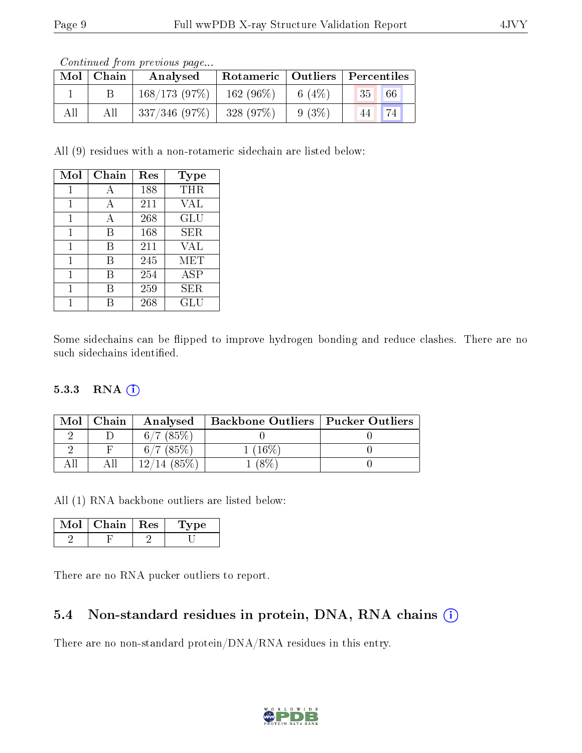*Continued from previous page...*

| Mol | Chain | Analysed | Rotameric | Outliers | Percentiles | |
|---|---|---|---|---|---|---|
| 1 | B | 168/173 (97%) | 162 (96%) | 6 (4%) | 35 | 66 |
| All | All | 337/346 (97%) | 328 (97%) | 9 (3%) | 44 | 74 |

All (9) residues with a non-rotameric sidechain are listed below:

| Mol | Chain | Res | Type |
|---|---|---|---|
| 1 | A | 188 | THR |
| 1 | A | 211 | VAL |
| 1 | A | 268 | GLU |
| 1 | B | 168 | SER |
| 1 | B | 211 | VAL |
| 1 | B | 245 | MET |
| 1 | B | 254 | ASP |
| 1 | B | 259 | SER |
| 1 | B | 268 | GLU |

Some sidechains can be flipped to improve hydrogen bonding and reduce clashes. There are no such sidechains identified.

### 5.3.3 RNA

| Mol | Chain | Analysed | Backbone Outliers | Pucker Outliers |
|---|---|---|---|---|
| 2 | D | 6/7 (85%) | 0 | 0 |
| 2 | F | 6/7 (85%) | 1 (16%) | 0 |
| All | All | 12/14 (85%) | 1 (8%) | 0 |

All (1) RNA backbone outliers are listed below:

| Mol | Chain | Res | Type |
|---|---|---|---|
| 2 | F | 2 | U |

There are no RNA pucker outliers to report.

## 5.4 Non-standard residues in protein, DNA, RNA chains

There are no non-standard protein/DNA/RNA residues in this entry.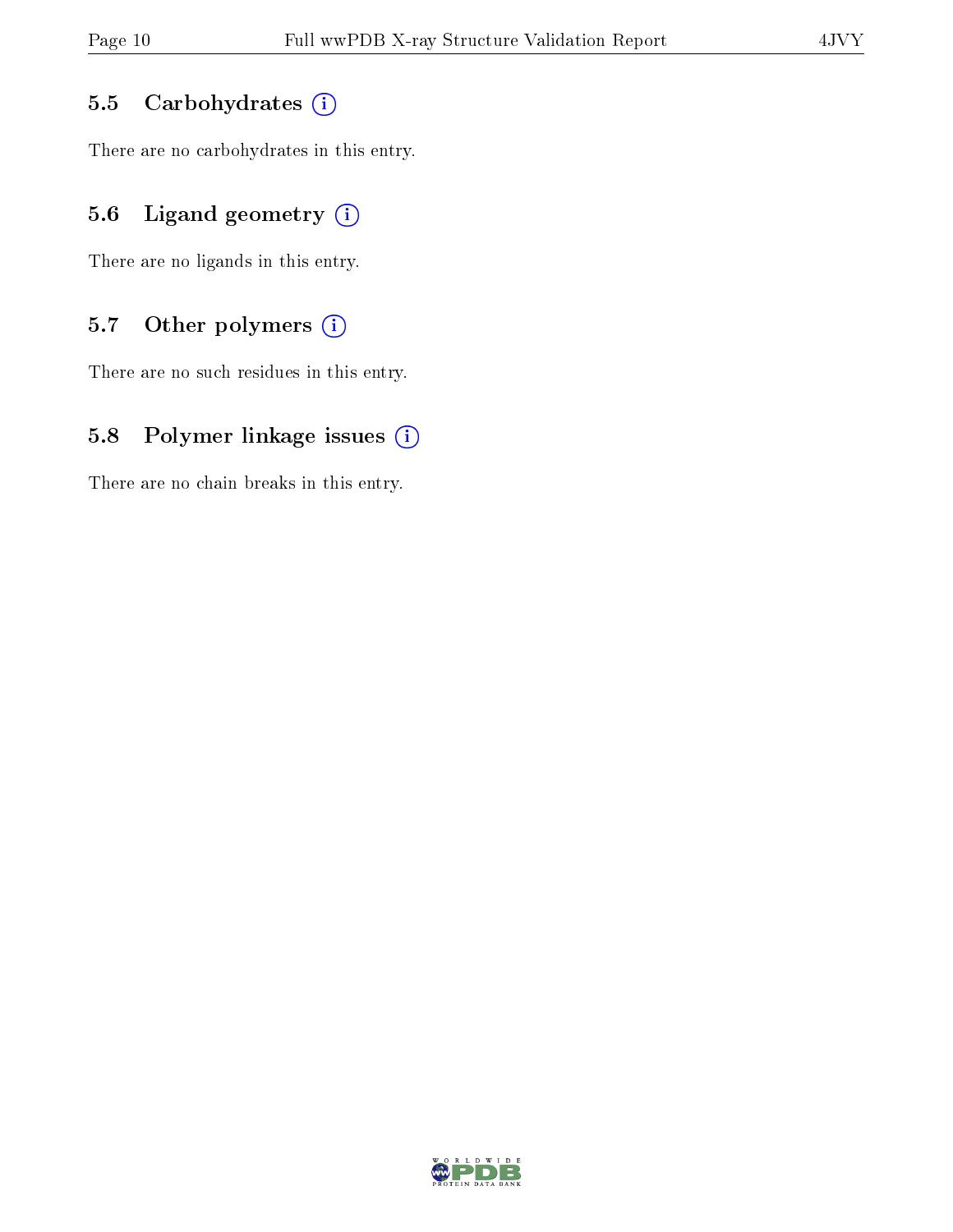### 5.5 Carbohydrates

There are no carbohydrates in this entry.

### 5.6 Ligand geometry

There are no ligands in this entry.

### 5.7 Other polymers

There are no such residues in this entry.

### 5.8 Polymer linkage issues

There are no chain breaks in this entry.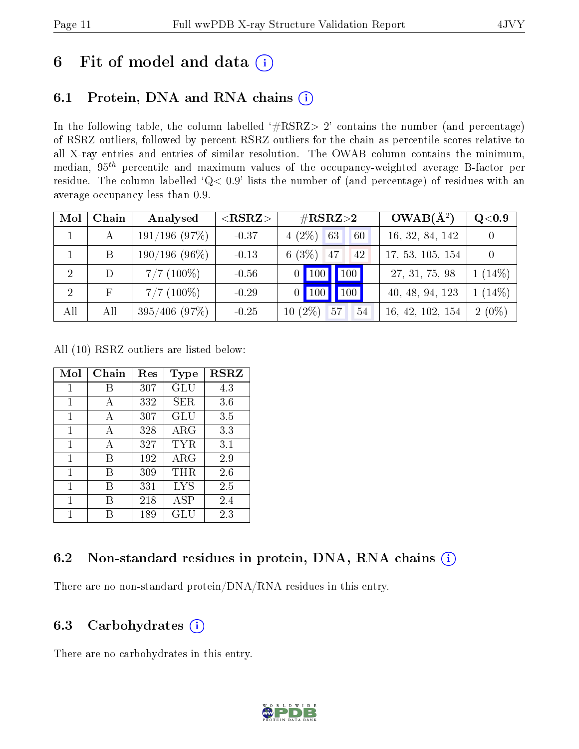# 6 Fit of model and data

## 6.1 Protein, DNA and RNA chains

In the following table, the column labelled '#RSRZ> 2' contains the number (and percentage) of RSRZ outliers, followed by percent RSRZ outliers for the chain as percentile scores relative to all X-ray entries and entries of similar resolution. The OWAB column contains the minimum, median, $95^{th}$ percentile and maximum values of the occupancy-weighted average B-factor per residue. The column labelled 'Q< 0.9' lists the number of (and percentage) of residues with an average occupancy less than 0.9.

| Mol | Chain | Analysed | <RSRZ> | #RSRZ>2 | | | OWAB(Å$^2$) | Q<0.9 |
|---|---|---|---|---|---|---|---|---|
| 1 | A | 191/196 (97%) | -0.37 | 4 (2%) | 63 | 60 | 16, 32, 84, 142 | 0 |
| 1 | B | 190/196 (96%) | -0.13 | 6 (3%) | 47 | 42 | 17, 53, 105, 154 | 0 |
| 2 | D | 7/7 (100%) | -0.56 | 0 | 100 | 100 | 27, 31, 75, 98 | 1 (14%) |
| 2 | F | 7/7 (100%) | -0.29 | 0 | 100 | 100 | 40, 48, 94, 123 | 1 (14%) |
| All | All | 395/406 (97%) | -0.25 | 10 (2%) | 57 | 54 | 16, 42, 102, 154 | 2 (0%) |

All (10) RSRZ outliers are listed below:

| Mol | Chain | Res | Type | RSRZ |
|---|---|---|---|---|
| 1 | B | 307 | GLU | 4.3 |
| 1 | A | 332 | SER | 3.6 |
| 1 | A | 307 | GLU | 3.5 |
| 1 | A | 328 | ARG | 3.3 |
| 1 | A | 327 | TYR | 3.1 |
| 1 | B | 192 | ARG | 2.9 |
| 1 | B | 309 | THR | 2.6 |
| 1 | B | 331 | LYS | 2.5 |
| 1 | B | 218 | ASP | 2.4 |
| 1 | B | 189 | GLU | 2.3 |

## 6.2 Non-standard residues in protein, DNA, RNA chains

There are no non-standard protein/DNA/RNA residues in this entry.

## 6.3 Carbohydrates

There are no carbohydrates in this entry.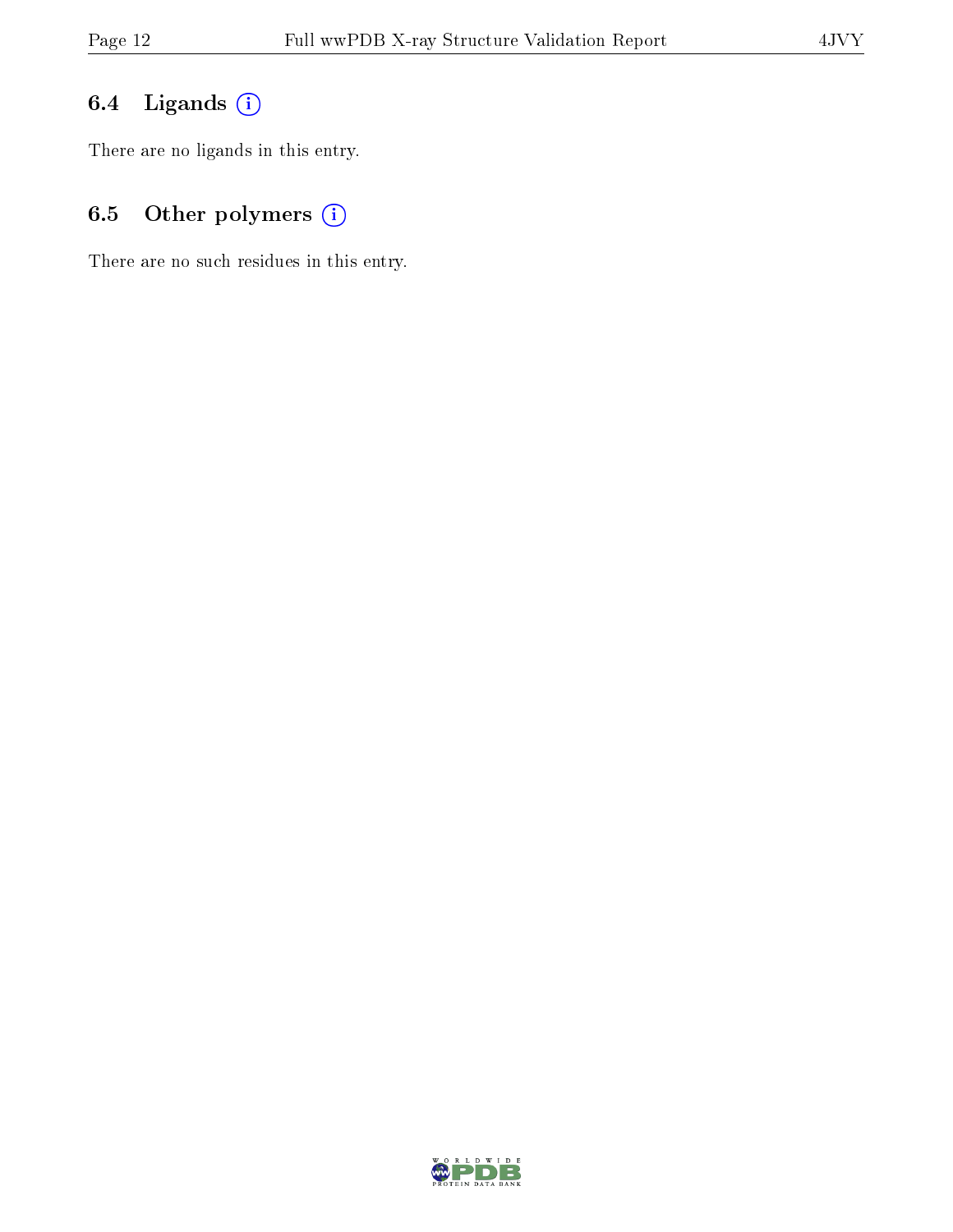## 6.4 Ligands

There are no ligands in this entry.

## 6.5 Other polymers

There are no such residues in this entry.